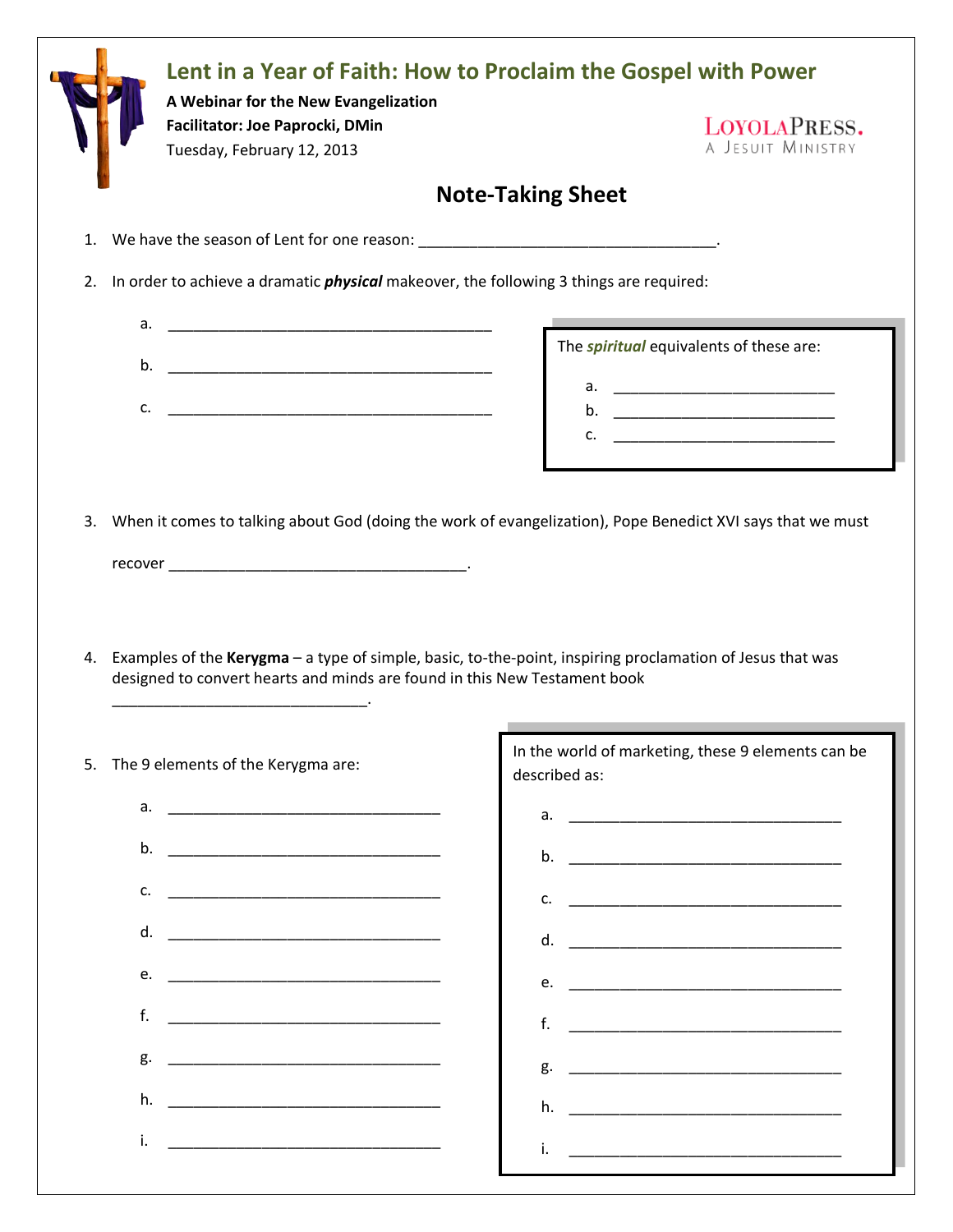# Lent in a Year of Faith: How to Proclaim the Gospel with Power

**A Webinar for the New Evangelization**
**Facilitator: Joe Paprocki, DMin**
Tuesday, February 12, 2013

LOYOLAPRESS.
A JESUIT MINISTRY

## Note-Taking Sheet

1. We have the season of Lent for one reason: ___________________________________.

2. In order to achieve a dramatic ***physical*** makeover, the following 3 things are required:

   a. ______________________________________

   b. ______________________________________

   c. ______________________________________

   The ***spiritual*** equivalents of these are:

   a. __________________________

   b. __________________________

   c. __________________________

3. When it comes to talking about God (doing the work of evangelization), Pope Benedict XVI says that we must recover ___________________________________.

4. Examples of the **Kerygma** – a type of simple, basic, to-the-point, inspiring proclamation of Jesus that was designed to convert hearts and minds are found in this New Testament book ______________________________.

5. The 9 elements of the Kerygma are:

   a. ________________________________

   b. ________________________________

   c. ________________________________

   d. ________________________________

   e. ________________________________

   f. ________________________________

   g. ________________________________

   h. ________________________________

   i. ________________________________

   In the world of marketing, these 9 elements can be described as:

   a. ________________________________

   b. ________________________________

   c. ________________________________

   d. ________________________________

   e. ________________________________

   f. ________________________________

   g. ________________________________

   h. ________________________________

   i. ________________________________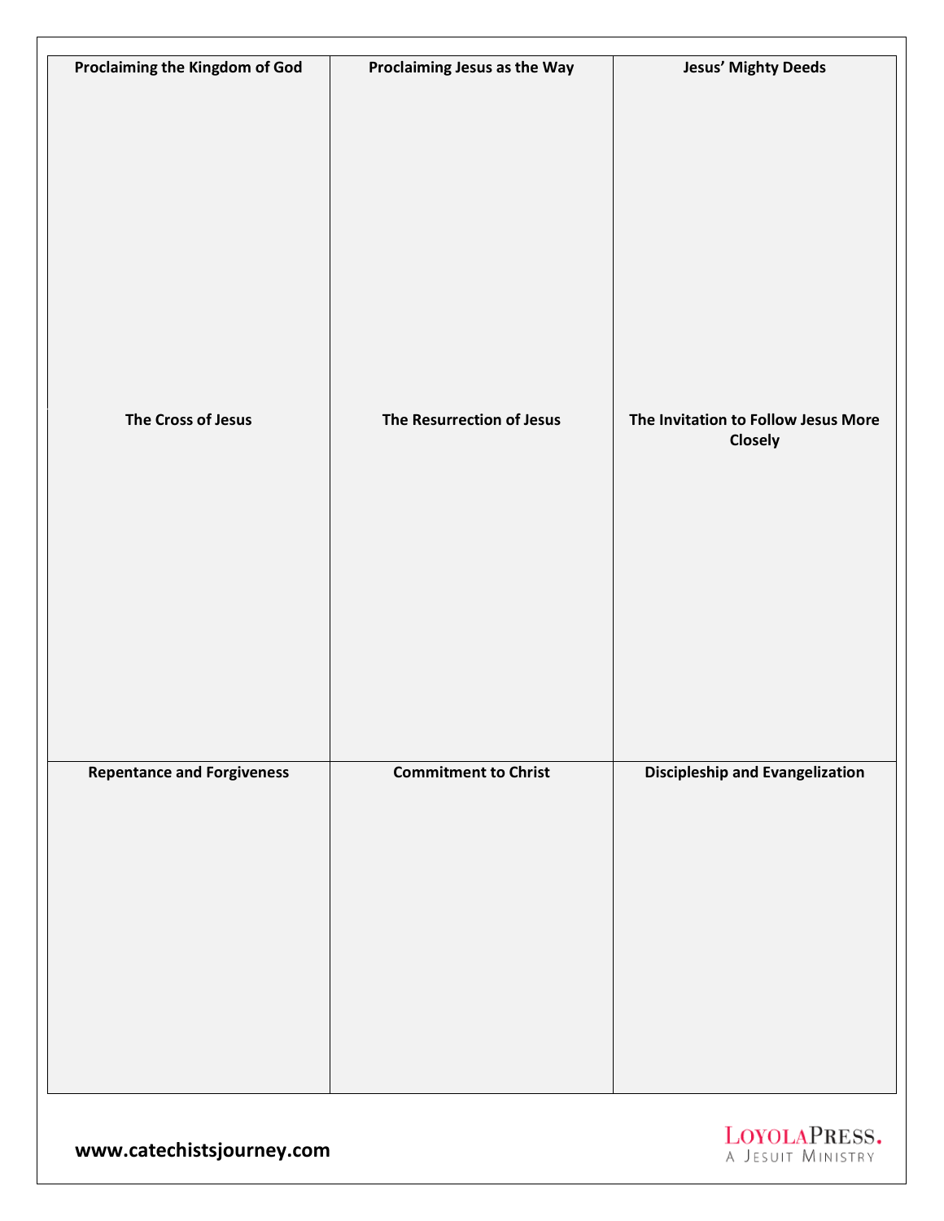| | | |
|---|---|---|
| **Proclaiming the Kingdom of God** | **Proclaiming Jesus as the Way** | **Jesus' Mighty Deeds** |
| **The Cross of Jesus** | **The Resurrection of Jesus** | **The Invitation to Follow Jesus More Closely** |
| **Repentance and Forgiveness** | **Commitment to Christ** | **Discipleship and Evangelization** |

**www.catechistsjourney.com**

LOYOLA PRESS.
A JESUIT MINISTRY